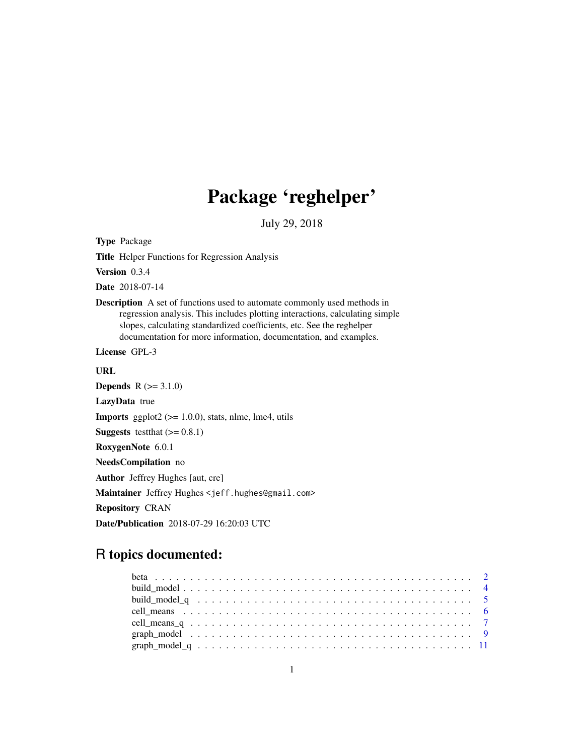# Package 'reghelper'

July 29, 2018

**Type** Package

**Title** Helper Functions for Regression Analysis

**Version** 0.3.4

**Date** 2018-07-14

**Description** A set of functions used to automate commonly used methods in regression analysis. This includes plotting interactions, calculating simple slopes, calculating standardized coefficients, etc. See the reghelper documentation for more information, documentation, and examples.

**License** GPL-3

**URL**

**Depends** R (>= 3.1.0)

**LazyData** true

**Imports** ggplot2 (>= 1.0.0), stats, nlme, lme4, utils

**Suggests** testthat (>= 0.8.1)

**RoxygenNote** 6.0.1

**NeedsCompilation** no

**Author** Jeffrey Hughes [aut, cre]

**Maintainer** Jeffrey Hughes <jeff.hughes@gmail.com>

**Repository** CRAN

**Date/Publication** 2018-07-29 16:20:03 UTC

## R topics documented:

- beta . . . . . . . . . . . . . . . . . . . . . . . . . . . . . . . . . . . . . . . . . . . 2
- build_model . . . . . . . . . . . . . . . . . . . . . . . . . . . . . . . . . . . . . . . 4
- build_model_q . . . . . . . . . . . . . . . . . . . . . . . . . . . . . . . . . . . . . . 5
- cell_means . . . . . . . . . . . . . . . . . . . . . . . . . . . . . . . . . . . . . . . . 6
- cell_means_q . . . . . . . . . . . . . . . . . . . . . . . . . . . . . . . . . . . . . . . 7
- graph_model . . . . . . . . . . . . . . . . . . . . . . . . . . . . . . . . . . . . . . . 9
- graph_model_q . . . . . . . . . . . . . . . . . . . . . . . . . . . . . . . . . . . . . . 11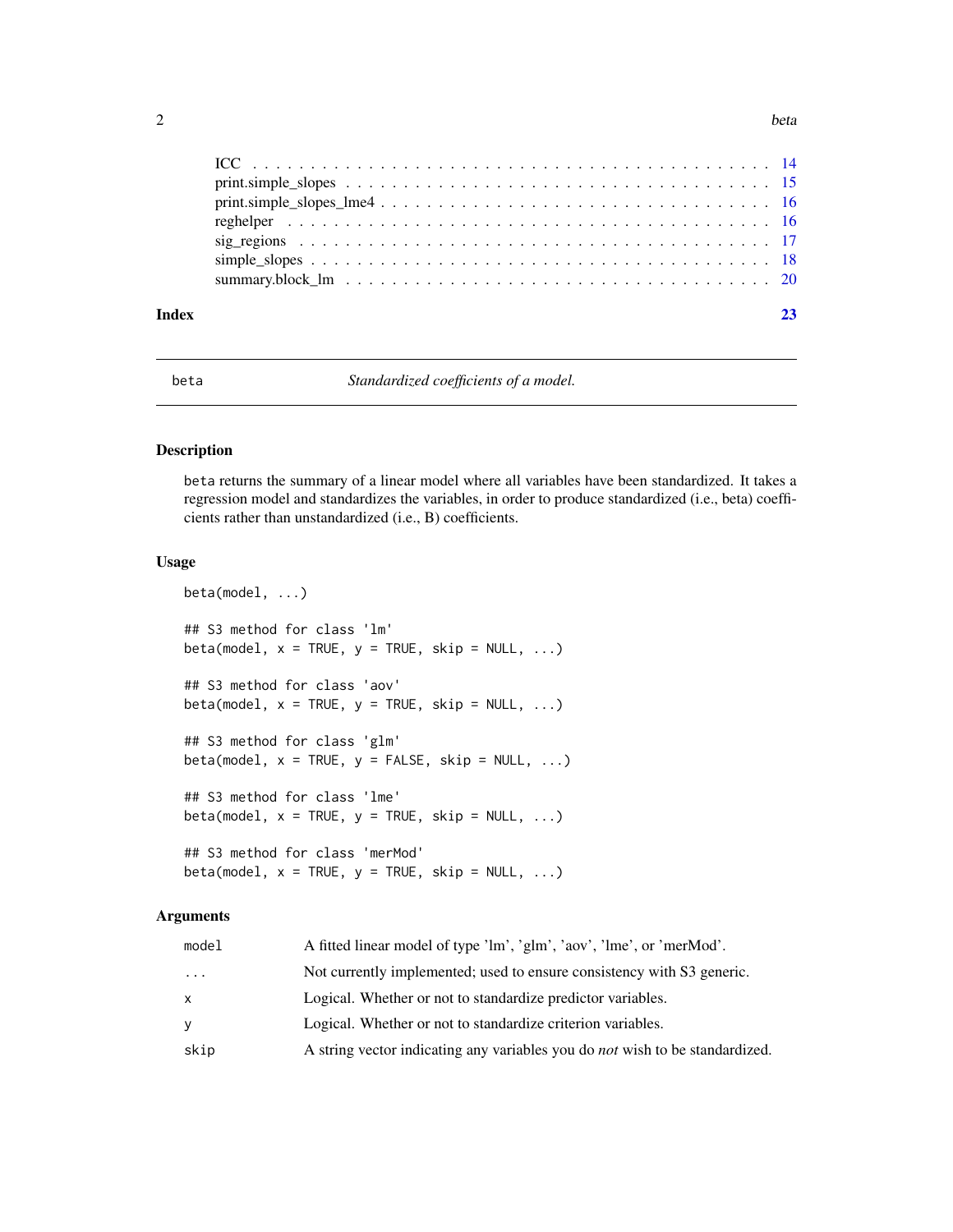| | |
|---|---|
| ICC | 14 |
| print.simple_slopes | 15 |
| print.simple_slopes_lme4 | 16 |
| reghelper | 16 |
| sig_regions | 17 |
| simple_slopes | 18 |
| summary.block_lm | 20 |

**Index** **23**

---

## beta — *Standardized coefficients of a model.*

---

### Description

beta returns the summary of a linear model where all variables have been standardized. It takes a regression model and standardizes the variables, in order to produce standardized (i.e., beta) coefficients rather than unstandardized (i.e., B) coefficients.

### Usage

```
beta(model, ...)

## S3 method for class 'lm'
beta(model, x = TRUE, y = TRUE, skip = NULL, ...)

## S3 method for class 'aov'
beta(model, x = TRUE, y = TRUE, skip = NULL, ...)

## S3 method for class 'glm'
beta(model, x = TRUE, y = FALSE, skip = NULL, ...)

## S3 method for class 'lme'
beta(model, x = TRUE, y = TRUE, skip = NULL, ...)

## S3 method for class 'merMod'
beta(model, x = TRUE, y = TRUE, skip = NULL, ...)
```

### Arguments

| | |
|---|---|
| model | A fitted linear model of type 'lm', 'glm', 'aov', 'lme', or 'merMod'. |
| ... | Not currently implemented; used to ensure consistency with S3 generic. |
| x | Logical. Whether or not to standardize predictor variables. |
| y | Logical. Whether or not to standardize criterion variables. |
| skip | A string vector indicating any variables you do *not* wish to be standardized. |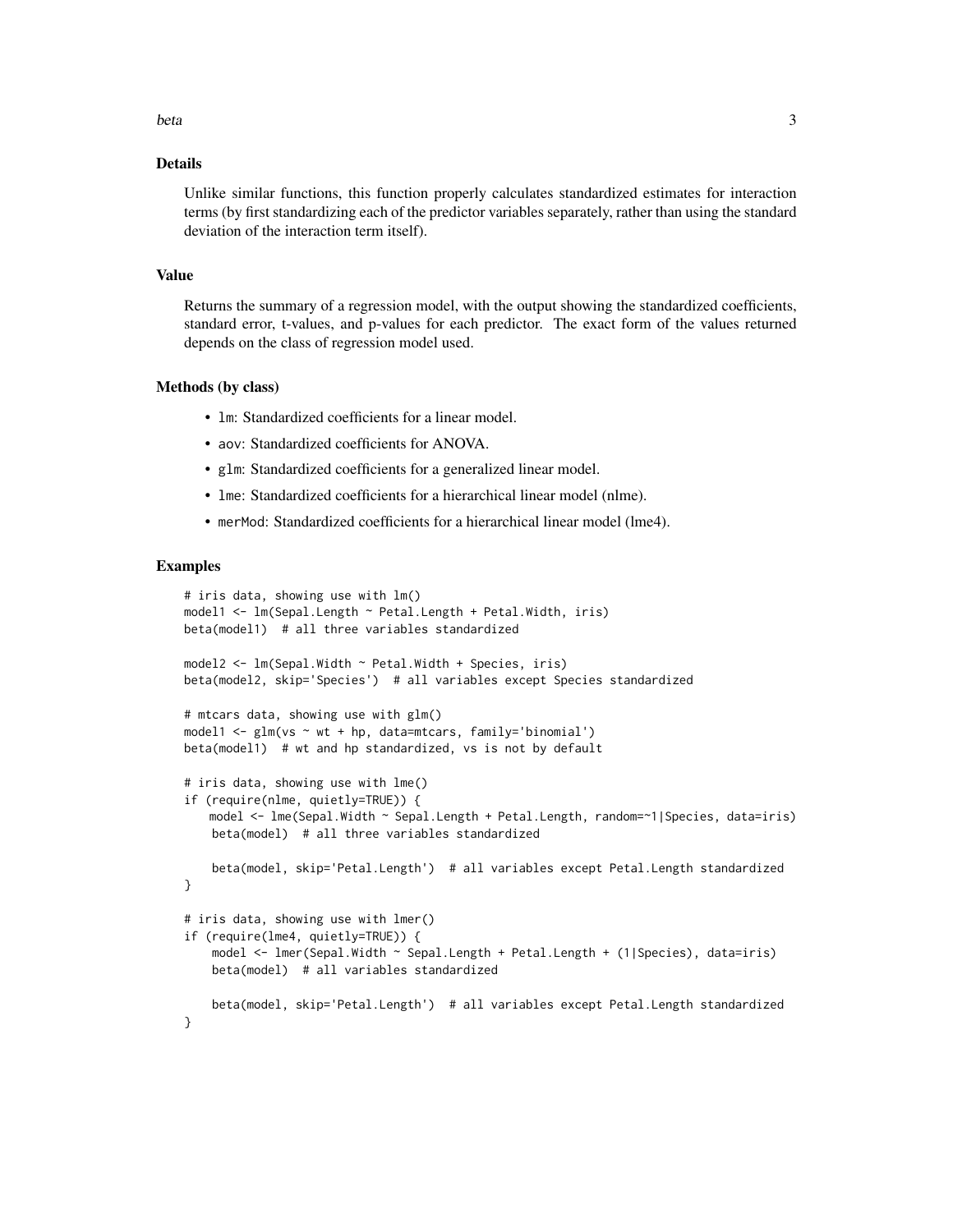## Details

Unlike similar functions, this function properly calculates standardized estimates for interaction terms (by first standardizing each of the predictor variables separately, rather than using the standard deviation of the interaction term itself).

## Value

Returns the summary of a regression model, with the output showing the standardized coefficients, standard error, t-values, and p-values for each predictor. The exact form of the values returned depends on the class of regression model used.

## Methods (by class)

- `lm`: Standardized coefficients for a linear model.
- `aov`: Standardized coefficients for ANOVA.
- `glm`: Standardized coefficients for a generalized linear model.
- `lme`: Standardized coefficients for a hierarchical linear model (nlme).
- `merMod`: Standardized coefficients for a hierarchical linear model (lme4).

## Examples

```
# iris data, showing use with lm()
model1 <- lm(Sepal.Length ~ Petal.Length + Petal.Width, iris)
beta(model1)  # all three variables standardized

model2 <- lm(Sepal.Width ~ Petal.Width + Species, iris)
beta(model2, skip='Species')  # all variables except Species standardized

# mtcars data, showing use with glm()
model1 <- glm(vs ~ wt + hp, data=mtcars, family='binomial')
beta(model1)  # wt and hp standardized, vs is not by default

# iris data, showing use with lme()
if (require(nlme, quietly=TRUE)) {
    model <- lme(Sepal.Width ~ Sepal.Length + Petal.Length, random=~1|Species, data=iris)
    beta(model)  # all three variables standardized

    beta(model, skip='Petal.Length')  # all variables except Petal.Length standardized
}

# iris data, showing use with lmer()
if (require(lme4, quietly=TRUE)) {
    model <- lmer(Sepal.Width ~ Sepal.Length + Petal.Length + (1|Species), data=iris)
    beta(model)  # all variables standardized

    beta(model, skip='Petal.Length')  # all variables except Petal.Length standardized
}
```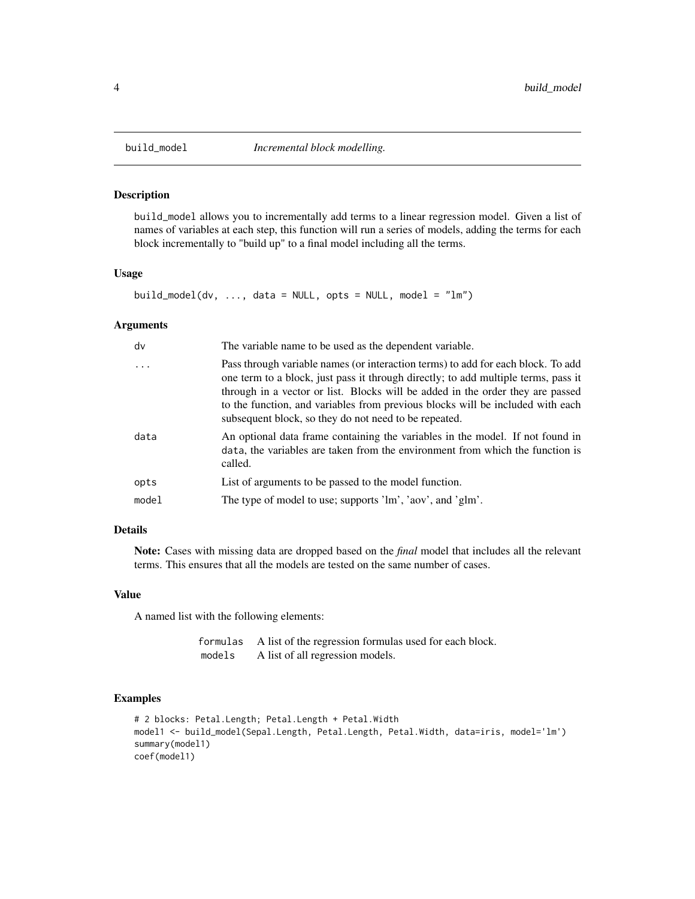# build_model — *Incremental block modelling.*

## Description

build_model allows you to incrementally add terms to a linear regression model. Given a list of names of variables at each step, this function will run a series of models, adding the terms for each block incrementally to "build up" to a final model including all the terms.

## Usage

```
build_model(dv, ..., data = NULL, opts = NULL, model = "lm")
```

## Arguments

| | |
|---|---|
| dv | The variable name to be used as the dependent variable. |
| ... | Pass through variable names (or interaction terms) to add for each block. To add one term to a block, just pass it through directly; to add multiple terms, pass it through in a vector or list. Blocks will be added in the order they are passed to the function, and variables from previous blocks will be included with each subsequent block, so they do not need to be repeated. |
| data | An optional data frame containing the variables in the model. If not found in data, the variables are taken from the environment from which the function is called. |
| opts | List of arguments to be passed to the model function. |
| model | The type of model to use; supports 'lm', 'aov', and 'glm'. |

## Details

**Note:** Cases with missing data are dropped based on the *final* model that includes all the relevant terms. This ensures that all the models are tested on the same number of cases.

## Value

A named list with the following elements:

| | |
|---|---|
| formulas | A list of the regression formulas used for each block. |
| models | A list of all regression models. |

## Examples

```
# 2 blocks: Petal.Length; Petal.Length + Petal.Width
model1 <- build_model(Sepal.Length, Petal.Length, Petal.Width, data=iris, model='lm')
summary(model1)
coef(model1)
```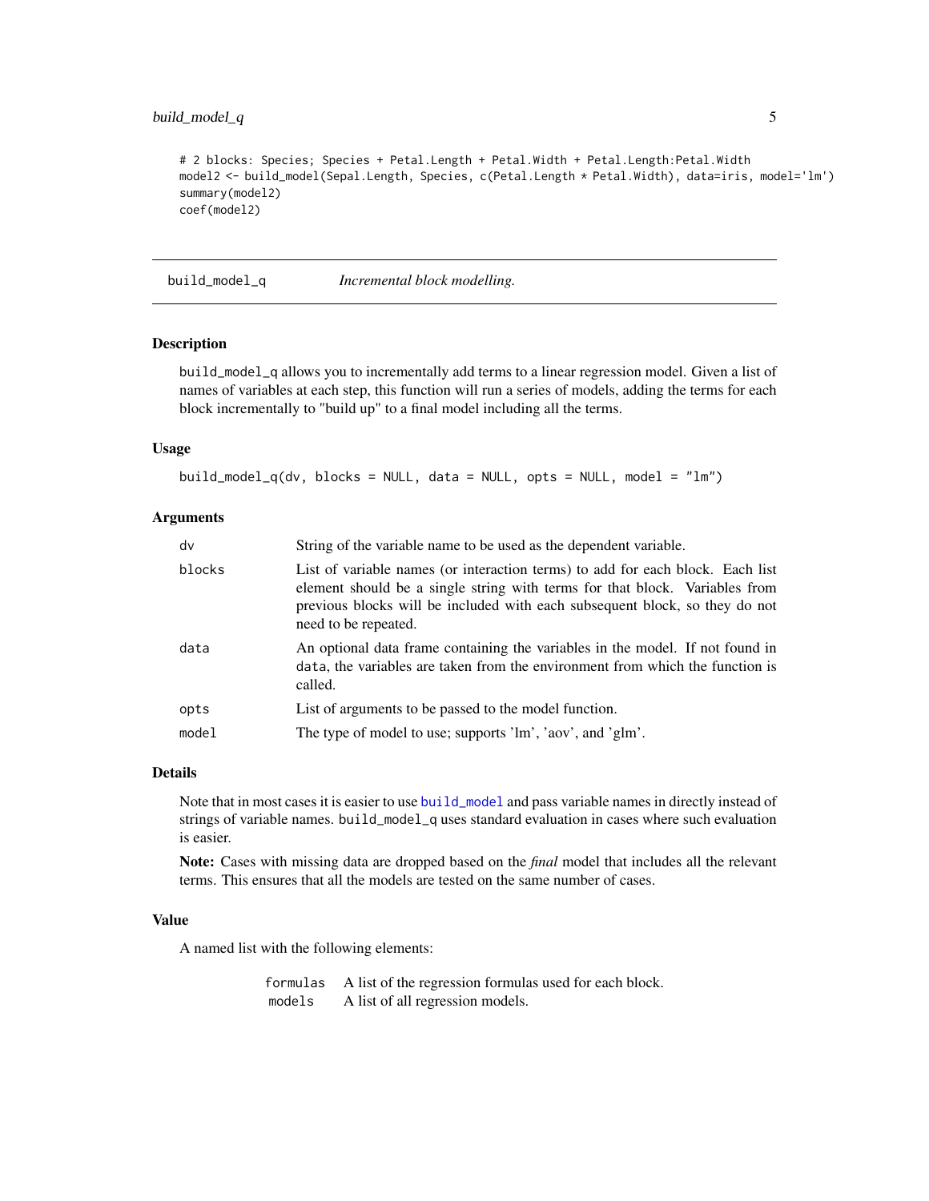```
# 2 blocks: Species; Species + Petal.Length + Petal.Width + Petal.Length:Petal.Width
model2 <- build_model(Sepal.Length, Species, c(Petal.Length * Petal.Width), data=iris, model='lm')
summary(model2)
coef(model2)
```

## build_model_q *Incremental block modelling.*

### Description

build_model_q allows you to incrementally add terms to a linear regression model. Given a list of names of variables at each step, this function will run a series of models, adding the terms for each block incrementally to "build up" to a final model including all the terms.

### Usage

```
build_model_q(dv, blocks = NULL, data = NULL, opts = NULL, model = "lm")
```

### Arguments

| | |
|---|---|
| dv | String of the variable name to be used as the dependent variable. |
| blocks | List of variable names (or interaction terms) to add for each block. Each list element should be a single string with terms for that block. Variables from previous blocks will be included with each subsequent block, so they do not need to be repeated. |
| data | An optional data frame containing the variables in the model. If not found in data, the variables are taken from the environment from which the function is called. |
| opts | List of arguments to be passed to the model function. |
| model | The type of model to use; supports 'lm', 'aov', and 'glm'. |

### Details

Note that in most cases it is easier to use build_model and pass variable names in directly instead of strings of variable names. build_model_q uses standard evaluation in cases where such evaluation is easier.

**Note:** Cases with missing data are dropped based on the *final* model that includes all the relevant terms. This ensures that all the models are tested on the same number of cases.

### Value

A named list with the following elements:

| | |
|---|---|
| formulas | A list of the regression formulas used for each block. |
| models | A list of all regression models. |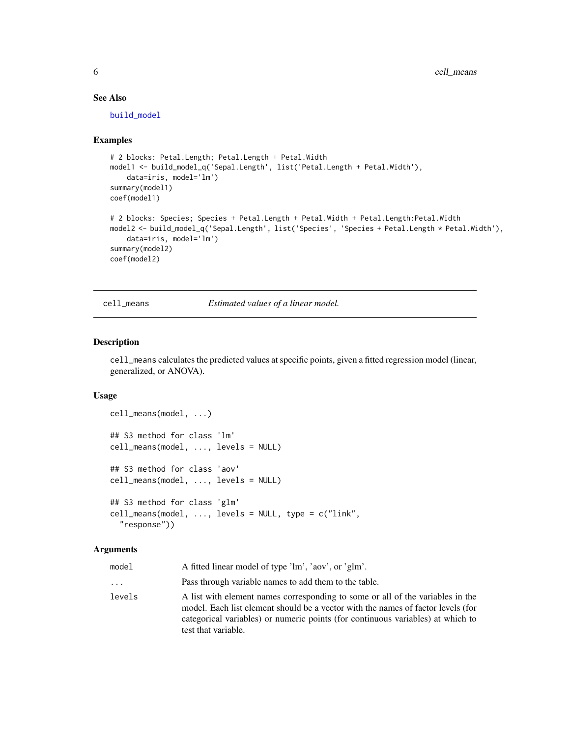### See Also

build_model

### Examples

```
# 2 blocks: Petal.Length; Petal.Length + Petal.Width
model1 <- build_model_q('Sepal.Length', list('Petal.Length + Petal.Width'),
    data=iris, model='lm')
summary(model1)
coef(model1)

# 2 blocks: Species; Species + Petal.Length + Petal.Width + Petal.Length:Petal.Width
model2 <- build_model_q('Sepal.Length', list('Species', 'Species + Petal.Length * Petal.Width'),
    data=iris, model='lm')
summary(model2)
coef(model2)
```

---

## cell_means — *Estimated values of a linear model.*

---

### Description

cell_means calculates the predicted values at specific points, given a fitted regression model (linear, generalized, or ANOVA).

### Usage

```
cell_means(model, ...)

## S3 method for class 'lm'
cell_means(model, ..., levels = NULL)

## S3 method for class 'aov'
cell_means(model, ..., levels = NULL)

## S3 method for class 'glm'
cell_means(model, ..., levels = NULL, type = c("link",
  "response"))
```

### Arguments

| | |
|---|---|
| model | A fitted linear model of type 'lm', 'aov', or 'glm'. |
| ... | Pass through variable names to add them to the table. |
| levels | A list with element names corresponding to some or all of the variables in the model. Each list element should be a vector with the names of factor levels (for categorical variables) or numeric points (for continuous variables) at which to test that variable. |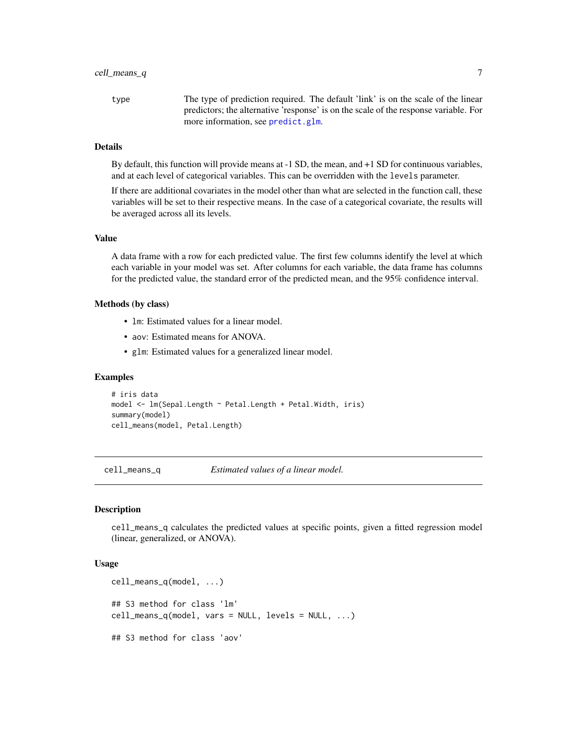| | |
|---|---|
| type | The type of prediction required. The default 'link' is on the scale of the linear predictors; the alternative 'response' is on the scale of the response variable. For more information, see predict.glm. |

### Details

By default, this function will provide means at -1 SD, the mean, and +1 SD for continuous variables, and at each level of categorical variables. This can be overridden with the levels parameter.

If there are additional covariates in the model other than what are selected in the function call, these variables will be set to their respective means. In the case of a categorical covariate, the results will be averaged across all its levels.

### Value

A data frame with a row for each predicted value. The first few columns identify the level at which each variable in your model was set. After columns for each variable, the data frame has columns for the predicted value, the standard error of the predicted mean, and the 95% confidence interval.

### Methods (by class)

- lm: Estimated values for a linear model.
- aov: Estimated means for ANOVA.
- glm: Estimated values for a generalized linear model.

### Examples

```
# iris data
model <- lm(Sepal.Length ~ Petal.Length + Petal.Width, iris)
summary(model)
cell_means(model, Petal.Length)
```

---

## cell_means_q — *Estimated values of a linear model.*

### Description

cell_means_q calculates the predicted values at specific points, given a fitted regression model (linear, generalized, or ANOVA).

### Usage

```
cell_means_q(model, ...)

## S3 method for class 'lm'
cell_means_q(model, vars = NULL, levels = NULL, ...)

## S3 method for class 'aov'
```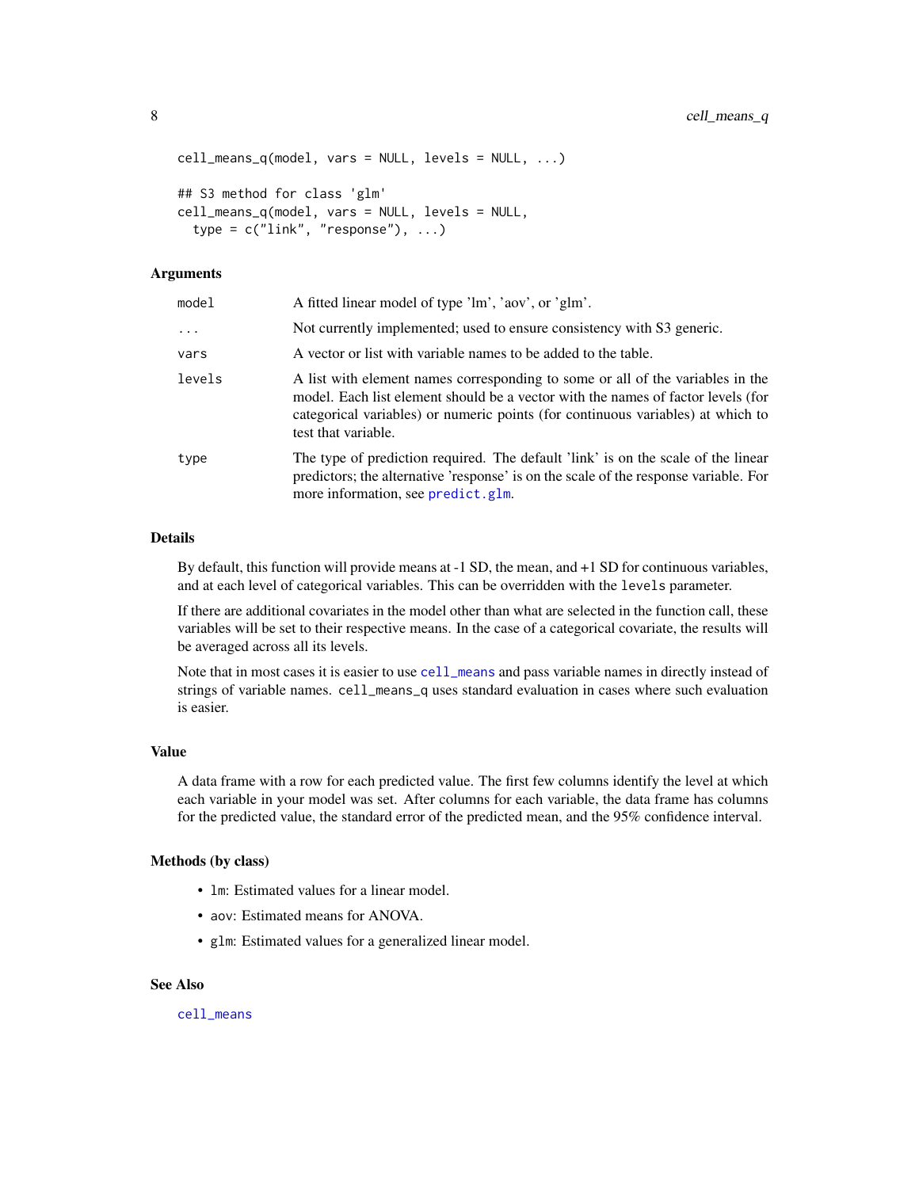```
cell_means_q(model, vars = NULL, levels = NULL, ...)

## S3 method for class 'glm'
cell_means_q(model, vars = NULL, levels = NULL,
  type = c("link", "response"), ...)
```

### Arguments

| | |
|---|---|
| `model` | A fitted linear model of type 'lm', 'aov', or 'glm'. |
| `...` | Not currently implemented; used to ensure consistency with S3 generic. |
| `vars` | A vector or list with variable names to be added to the table. |
| `levels` | A list with element names corresponding to some or all of the variables in the model. Each list element should be a vector with the names of factor levels (for categorical variables) or numeric points (for continuous variables) at which to test that variable. |
| `type` | The type of prediction required. The default 'link' is on the scale of the linear predictors; the alternative 'response' is on the scale of the response variable. For more information, see `predict.glm`. |

### Details

By default, this function will provide means at -1 SD, the mean, and +1 SD for continuous variables, and at each level of categorical variables. This can be overridden with the `levels` parameter.

If there are additional covariates in the model other than what are selected in the function call, these variables will be set to their respective means. In the case of a categorical covariate, the results will be averaged across all its levels.

Note that in most cases it is easier to use `cell_means` and pass variable names in directly instead of strings of variable names. `cell_means_q` uses standard evaluation in cases where such evaluation is easier.

### Value

A data frame with a row for each predicted value. The first few columns identify the level at which each variable in your model was set. After columns for each variable, the data frame has columns for the predicted value, the standard error of the predicted mean, and the 95% confidence interval.

### Methods (by class)

- `lm`: Estimated values for a linear model.
- `aov`: Estimated means for ANOVA.
- `glm`: Estimated values for a generalized linear model.

### See Also

`cell_means`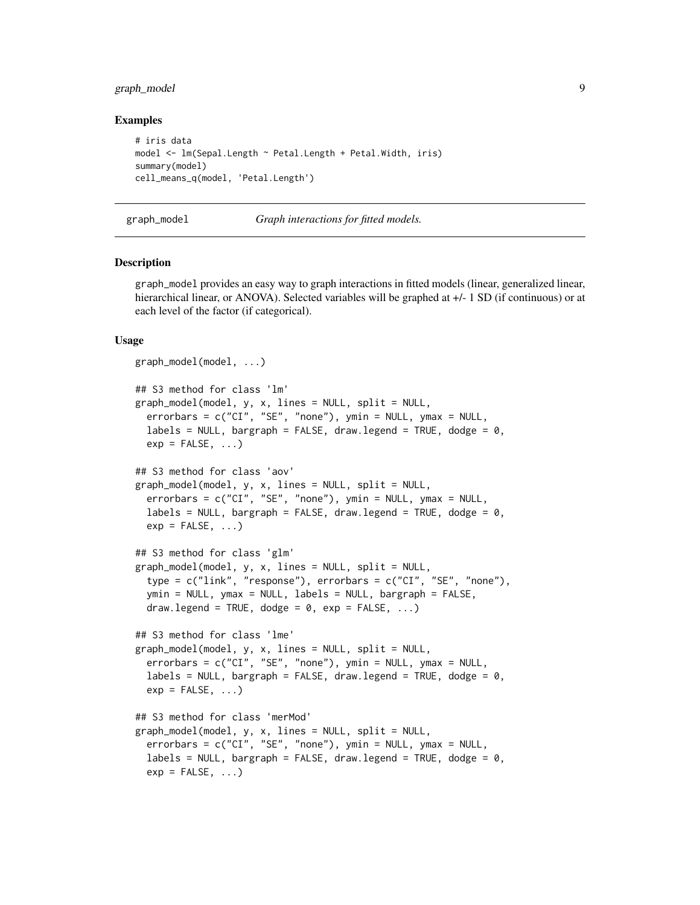## Examples

```
# iris data
model <- lm(Sepal.Length ~ Petal.Length + Petal.Width, iris)
summary(model)
cell_means_q(model, 'Petal.Length')
```

---

# graph_model — *Graph interactions for fitted models.*

---

## Description

graph_model provides an easy way to graph interactions in fitted models (linear, generalized linear, hierarchical linear, or ANOVA). Selected variables will be graphed at +/- 1 SD (if continuous) or at each level of the factor (if categorical).

## Usage

```
graph_model(model, ...)

## S3 method for class 'lm'
graph_model(model, y, x, lines = NULL, split = NULL,
  errorbars = c("CI", "SE", "none"), ymin = NULL, ymax = NULL,
  labels = NULL, bargraph = FALSE, draw.legend = TRUE, dodge = 0,
  exp = FALSE, ...)

## S3 method for class 'aov'
graph_model(model, y, x, lines = NULL, split = NULL,
  errorbars = c("CI", "SE", "none"), ymin = NULL, ymax = NULL,
  labels = NULL, bargraph = FALSE, draw.legend = TRUE, dodge = 0,
  exp = FALSE, ...)

## S3 method for class 'glm'
graph_model(model, y, x, lines = NULL, split = NULL,
  type = c("link", "response"), errorbars = c("CI", "SE", "none"),
  ymin = NULL, ymax = NULL, labels = NULL, bargraph = FALSE,
  draw.legend = TRUE, dodge = 0, exp = FALSE, ...)

## S3 method for class 'lme'
graph_model(model, y, x, lines = NULL, split = NULL,
  errorbars = c("CI", "SE", "none"), ymin = NULL, ymax = NULL,
  labels = NULL, bargraph = FALSE, draw.legend = TRUE, dodge = 0,
  exp = FALSE, ...)

## S3 method for class 'merMod'
graph_model(model, y, x, lines = NULL, split = NULL,
  errorbars = c("CI", "SE", "none"), ymin = NULL, ymax = NULL,
  labels = NULL, bargraph = FALSE, draw.legend = TRUE, dodge = 0,
  exp = FALSE, ...)
```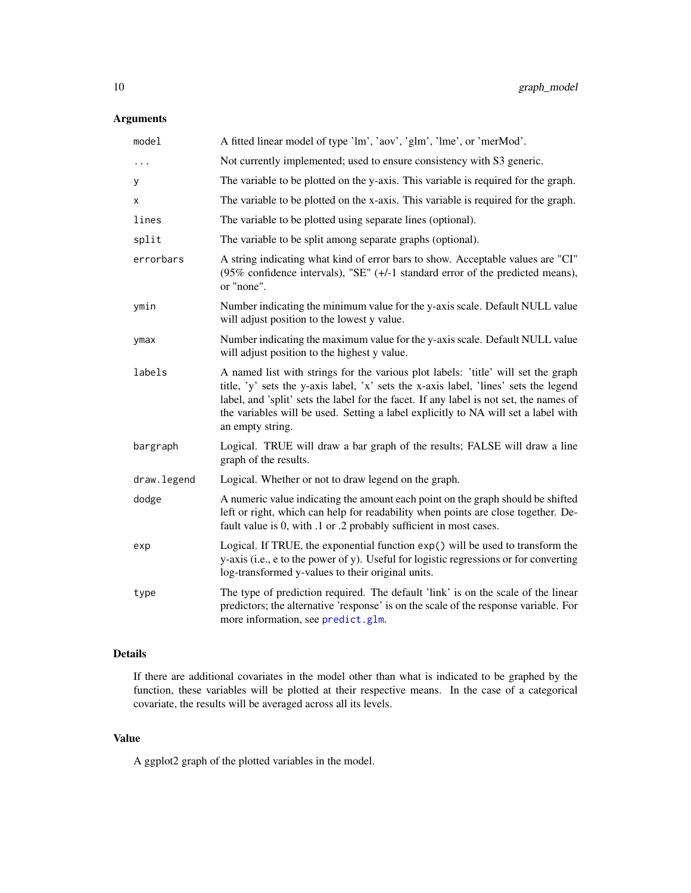## Arguments

| | |
|---|---|
| `model` | A fitted linear model of type 'lm', 'aov', 'glm', 'lme', or 'merMod'. |
| `...` | Not currently implemented; used to ensure consistency with S3 generic. |
| `y` | The variable to be plotted on the y-axis. This variable is required for the graph. |
| `x` | The variable to be plotted on the x-axis. This variable is required for the graph. |
| `lines` | The variable to be plotted using separate lines (optional). |
| `split` | The variable to be split among separate graphs (optional). |
| `errorbars` | A string indicating what kind of error bars to show. Acceptable values are "CI" (95% confidence intervals), "SE" (+/-1 standard error of the predicted means), or "none". |
| `ymin` | Number indicating the minimum value for the y-axis scale. Default NULL value will adjust position to the lowest y value. |
| `ymax` | Number indicating the maximum value for the y-axis scale. Default NULL value will adjust position to the highest y value. |
| `labels` | A named list with strings for the various plot labels: 'title' will set the graph title, 'y' sets the y-axis label, 'x' sets the x-axis label, 'lines' sets the legend label, and 'split' sets the label for the facet. If any label is not set, the names of the variables will be used. Setting a label explicitly to NA will set a label with an empty string. |
| `bargraph` | Logical. TRUE will draw a bar graph of the results; FALSE will draw a line graph of the results. |
| `draw.legend` | Logical. Whether or not to draw legend on the graph. |
| `dodge` | A numeric value indicating the amount each point on the graph should be shifted left or right, which can help for readability when points are close together. Default value is 0, with .1 or .2 probably sufficient in most cases. |
| `exp` | Logical. If TRUE, the exponential function `exp()` will be used to transform the y-axis (i.e., e to the power of y). Useful for logistic regressions or for converting log-transformed y-values to their original units. |
| `type` | The type of prediction required. The default 'link' is on the scale of the linear predictors; the alternative 'response' is on the scale of the response variable. For more information, see `predict.glm`. |

## Details

If there are additional covariates in the model other than what is indicated to be graphed by the function, these variables will be plotted at their respective means. In the case of a categorical covariate, the results will be averaged across all its levels.

## Value

A ggplot2 graph of the plotted variables in the model.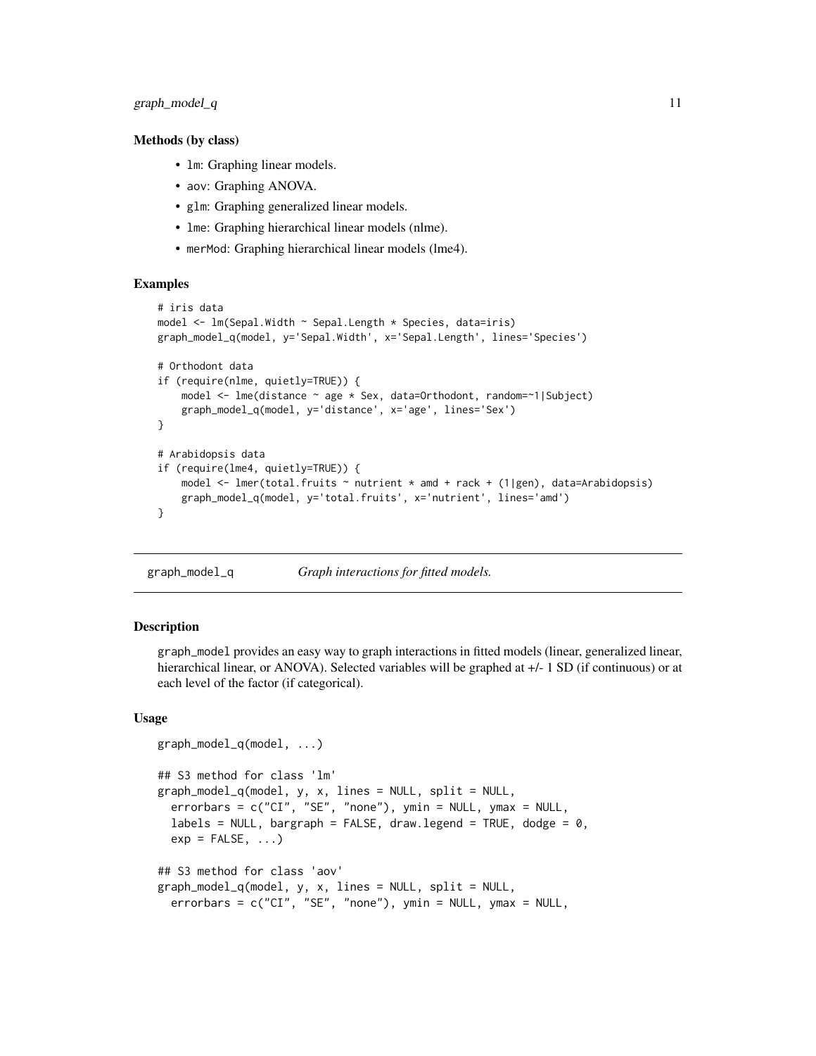### Methods (by class)

- `lm`: Graphing linear models.
- `aov`: Graphing ANOVA.
- `glm`: Graphing generalized linear models.
- `lme`: Graphing hierarchical linear models (nlme).
- `merMod`: Graphing hierarchical linear models (lme4).

### Examples

```
# iris data
model <- lm(Sepal.Width ~ Sepal.Length * Species, data=iris)
graph_model_q(model, y='Sepal.Width', x='Sepal.Length', lines='Species')

# Orthodont data
if (require(nlme, quietly=TRUE)) {
    model <- lme(distance ~ age * Sex, data=Orthodont, random=~1|Subject)
    graph_model_q(model, y='distance', x='age', lines='Sex')
}

# Arabidopsis data
if (require(lme4, quietly=TRUE)) {
    model <- lmer(total.fruits ~ nutrient * amd + rack + (1|gen), data=Arabidopsis)
    graph_model_q(model, y='total.fruits', x='nutrient', lines='amd')
}
```

---

## graph_model_q — *Graph interactions for fitted models.*

---

### Description

`graph_model` provides an easy way to graph interactions in fitted models (linear, generalized linear, hierarchical linear, or ANOVA). Selected variables will be graphed at +/- 1 SD (if continuous) or at each level of the factor (if categorical).

### Usage

```
graph_model_q(model, ...)

## S3 method for class 'lm'
graph_model_q(model, y, x, lines = NULL, split = NULL,
  errorbars = c("CI", "SE", "none"), ymin = NULL, ymax = NULL,
  labels = NULL, bargraph = FALSE, draw.legend = TRUE, dodge = 0,
  exp = FALSE, ...)

## S3 method for class 'aov'
graph_model_q(model, y, x, lines = NULL, split = NULL,
  errorbars = c("CI", "SE", "none"), ymin = NULL, ymax = NULL,
```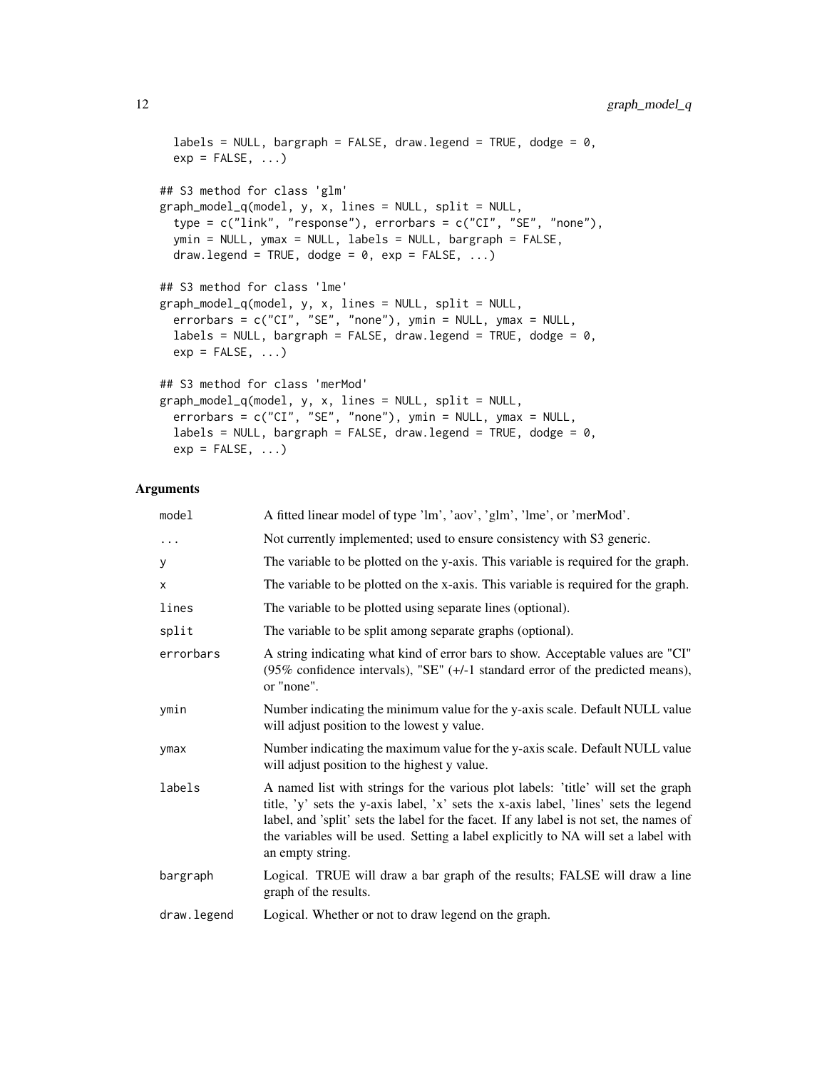```
  labels = NULL, bargraph = FALSE, draw.legend = TRUE, dodge = 0,
  exp = FALSE, ...)

## S3 method for class 'glm'
graph_model_q(model, y, x, lines = NULL, split = NULL,
  type = c("link", "response"), errorbars = c("CI", "SE", "none"),
  ymin = NULL, ymax = NULL, labels = NULL, bargraph = FALSE,
  draw.legend = TRUE, dodge = 0, exp = FALSE, ...)

## S3 method for class 'lme'
graph_model_q(model, y, x, lines = NULL, split = NULL,
  errorbars = c("CI", "SE", "none"), ymin = NULL, ymax = NULL,
  labels = NULL, bargraph = FALSE, draw.legend = TRUE, dodge = 0,
  exp = FALSE, ...)

## S3 method for class 'merMod'
graph_model_q(model, y, x, lines = NULL, split = NULL,
  errorbars = c("CI", "SE", "none"), ymin = NULL, ymax = NULL,
  labels = NULL, bargraph = FALSE, draw.legend = TRUE, dodge = 0,
  exp = FALSE, ...)
```

### Arguments

| | |
|---|---|
| `model` | A fitted linear model of type 'lm', 'aov', 'glm', 'lme', or 'merMod'. |
| `...` | Not currently implemented; used to ensure consistency with S3 generic. |
| `y` | The variable to be plotted on the y-axis. This variable is required for the graph. |
| `x` | The variable to be plotted on the x-axis. This variable is required for the graph. |
| `lines` | The variable to be plotted using separate lines (optional). |
| `split` | The variable to be split among separate graphs (optional). |
| `errorbars` | A string indicating what kind of error bars to show. Acceptable values are "CI" (95% confidence intervals), "SE" (+/-1 standard error of the predicted means), or "none". |
| `ymin` | Number indicating the minimum value for the y-axis scale. Default NULL value will adjust position to the lowest y value. |
| `ymax` | Number indicating the maximum value for the y-axis scale. Default NULL value will adjust position to the highest y value. |
| `labels` | A named list with strings for the various plot labels: 'title' will set the graph title, 'y' sets the y-axis label, 'x' sets the x-axis label, 'lines' sets the legend label, and 'split' sets the label for the facet. If any label is not set, the names of the variables will be used. Setting a label explicitly to NA will set a label with an empty string. |
| `bargraph` | Logical. TRUE will draw a bar graph of the results; FALSE will draw a line graph of the results. |
| `draw.legend` | Logical. Whether or not to draw legend on the graph. |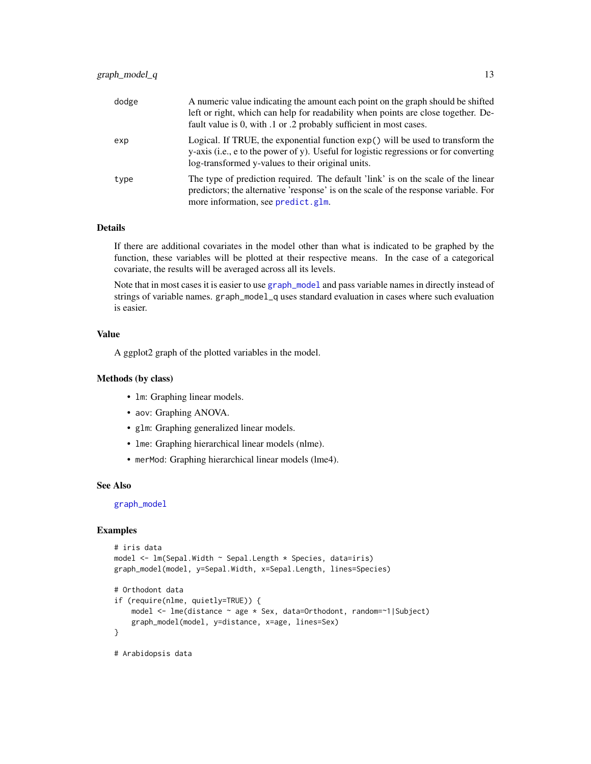| | |
|---|---|
| dodge | A numeric value indicating the amount each point on the graph should be shifted left or right, which can help for readability when points are close together. Default value is 0, with .1 or .2 probably sufficient in most cases. |
| exp | Logical. If TRUE, the exponential function `exp()` will be used to transform the y-axis (i.e., e to the power of y). Useful for logistic regressions or for converting log-transformed y-values to their original units. |
| type | The type of prediction required. The default 'link' is on the scale of the linear predictors; the alternative 'response' is on the scale of the response variable. For more information, see `predict.glm`. |

### Details

If there are additional covariates in the model other than what is indicated to be graphed by the function, these variables will be plotted at their respective means. In the case of a categorical covariate, the results will be averaged across all its levels.

Note that in most cases it is easier to use `graph_model` and pass variable names in directly instead of strings of variable names. `graph_model_q` uses standard evaluation in cases where such evaluation is easier.

### Value

A ggplot2 graph of the plotted variables in the model.

### Methods (by class)

- `lm`: Graphing linear models.
- `aov`: Graphing ANOVA.
- `glm`: Graphing generalized linear models.
- `lme`: Graphing hierarchical linear models (nlme).
- `merMod`: Graphing hierarchical linear models (lme4).

### See Also

`graph_model`

### Examples

```
# iris data
model <- lm(Sepal.Width ~ Sepal.Length * Species, data=iris)
graph_model(model, y=Sepal.Width, x=Sepal.Length, lines=Species)

# Orthodont data
if (require(nlme, quietly=TRUE)) {
    model <- lme(distance ~ age * Sex, data=Orthodont, random=~1|Subject)
    graph_model(model, y=distance, x=age, lines=Sex)
}

# Arabidopsis data
```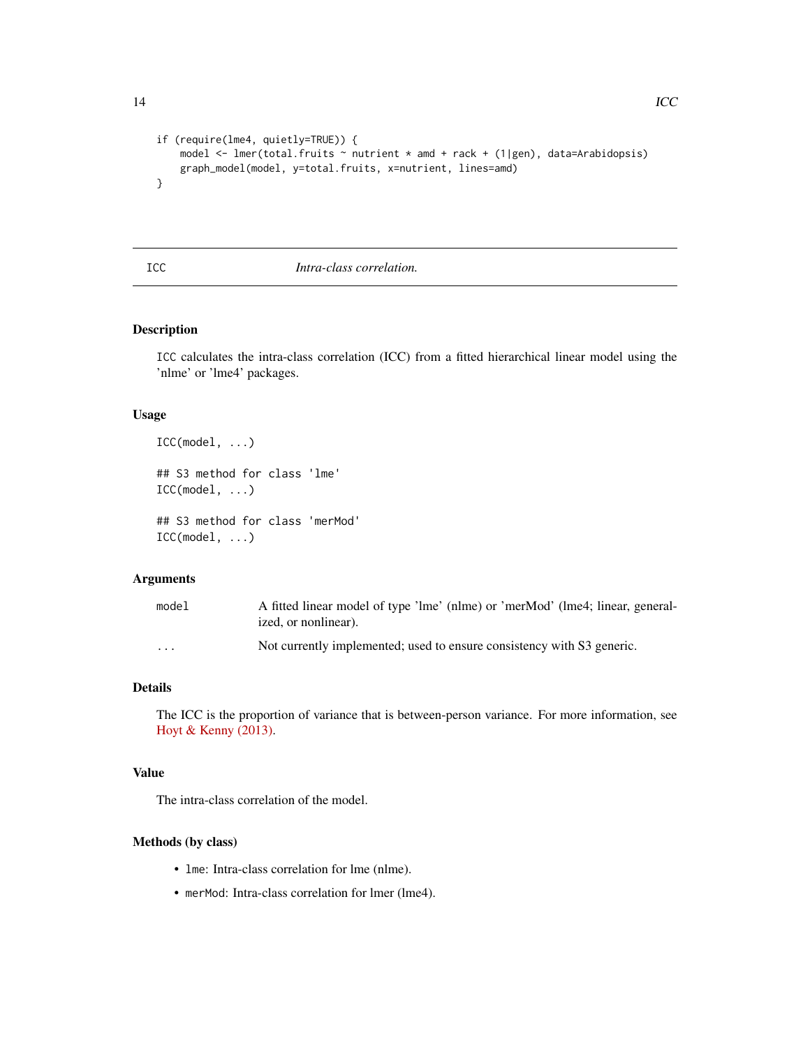```
if (require(lme4, quietly=TRUE)) {
    model <- lmer(total.fruits ~ nutrient * amd + rack + (1|gen), data=Arabidopsis)
    graph_model(model, y=total.fruits, x=nutrient, lines=amd)
}
```

---

## ICC *Intra-class correlation.*

---

### Description

ICC calculates the intra-class correlation (ICC) from a fitted hierarchical linear model using the 'nlme' or 'lme4' packages.

### Usage

```
ICC(model, ...)

## S3 method for class 'lme'
ICC(model, ...)

## S3 method for class 'merMod'
ICC(model, ...)
```

### Arguments

| | |
|---|---|
| model | A fitted linear model of type 'lme' (nlme) or 'merMod' (lme4; linear, generalized, or nonlinear). |
| ... | Not currently implemented; used to ensure consistency with S3 generic. |

### Details

The ICC is the proportion of variance that is between-person variance. For more information, see Hoyt & Kenny (2013).

### Value

The intra-class correlation of the model.

### Methods (by class)

- lme: Intra-class correlation for lme (nlme).
- merMod: Intra-class correlation for lmer (lme4).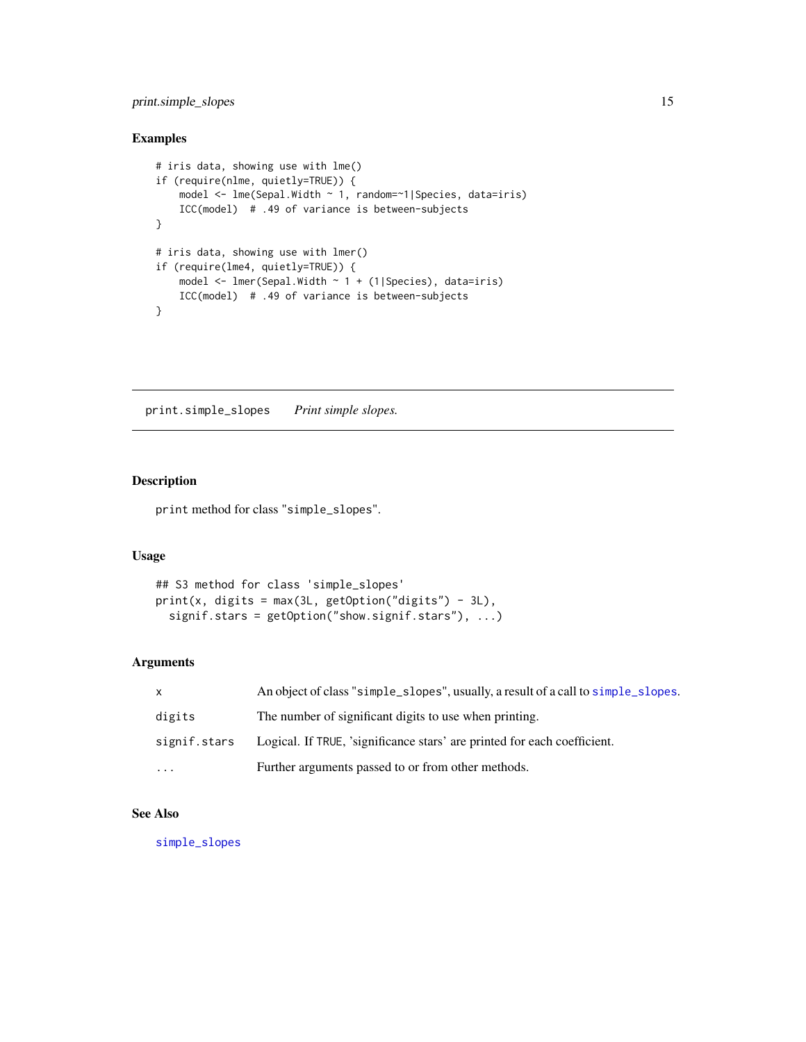## Examples

```
# iris data, showing use with lme()
if (require(nlme, quietly=TRUE)) {
    model <- lme(Sepal.Width ~ 1, random=~1|Species, data=iris)
    ICC(model)  # .49 of variance is between-subjects
}

# iris data, showing use with lmer()
if (require(lme4, quietly=TRUE)) {
    model <- lmer(Sepal.Width ~ 1 + (1|Species), data=iris)
    ICC(model)  # .49 of variance is between-subjects
}
```

---

# print.simple_slopes    *Print simple slopes.*

---

## Description

`print` method for class "`simple_slopes`".

## Usage

```
## S3 method for class 'simple_slopes'
print(x, digits = max(3L, getOption("digits") - 3L),
  signif.stars = getOption("show.signif.stars"), ...)
```

## Arguments

| | |
|---|---|
| `x` | An object of class "`simple_slopes`", usually, a result of a call to `simple_slopes`. |
| `digits` | The number of significant digits to use when printing. |
| `signif.stars` | Logical. If `TRUE`, 'significance stars' are printed for each coefficient. |
| `...` | Further arguments passed to or from other methods. |

## See Also

`simple_slopes`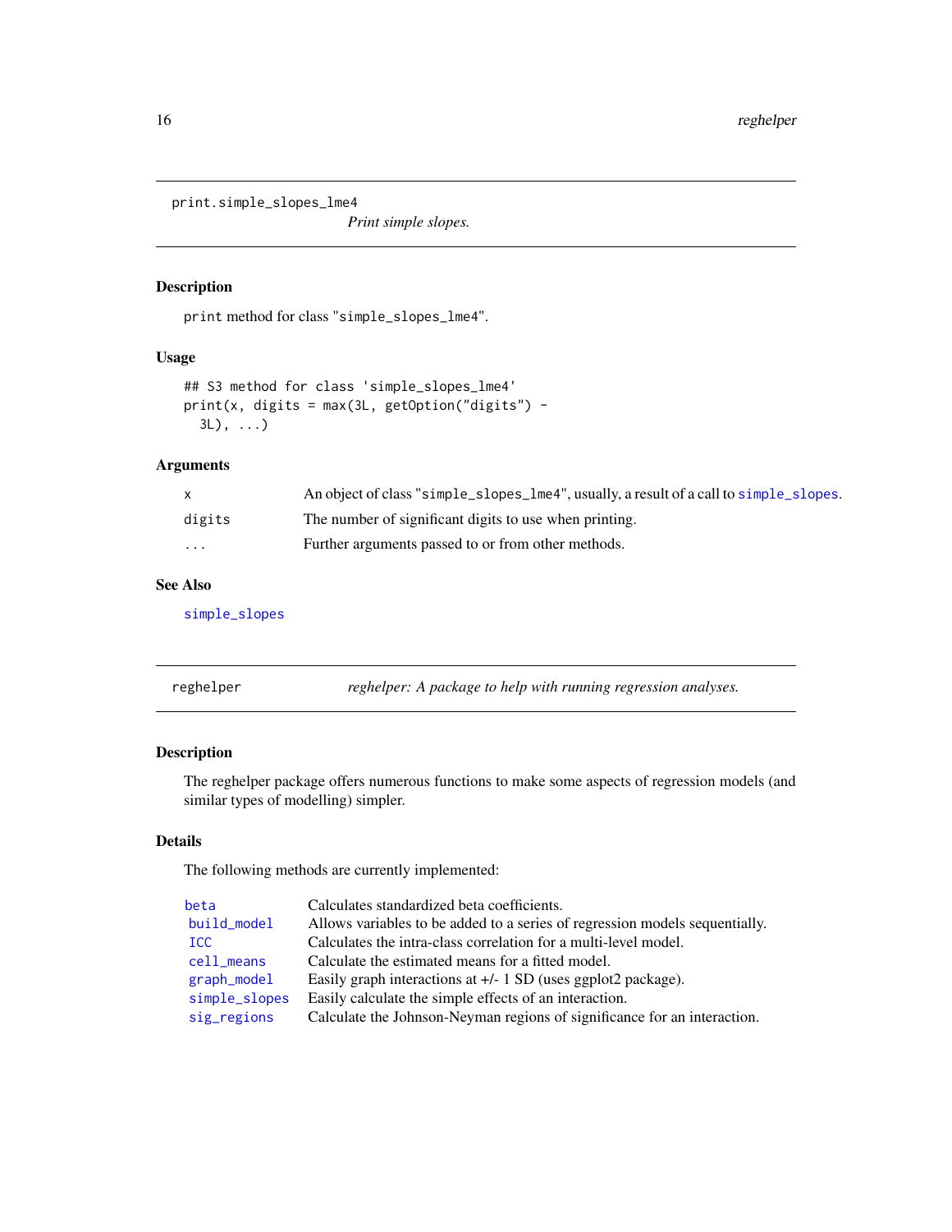## print.simple_slopes_lme4

*Print simple slopes.*

### Description

`print` method for class "`simple_slopes_lme4`".

### Usage

```
## S3 method for class 'simple_slopes_lme4'
print(x, digits = max(3L, getOption("digits") -
  3L), ...)
```

### Arguments

| | |
|---|---|
| `x` | An object of class "`simple_slopes_lme4`", usually, a result of a call to `simple_slopes`. |
| `digits` | The number of significant digits to use when printing. |
| `...` | Further arguments passed to or from other methods. |

### See Also

`simple_slopes`

## reghelper

*reghelper: A package to help with running regression analyses.*

### Description

The reghelper package offers numerous functions to make some aspects of regression models (and similar types of modelling) simpler.

### Details

The following methods are currently implemented:

| | |
|---|---|
| `beta` | Calculates standardized beta coefficients. |
| `build_model` | Allows variables to be added to a series of regression models sequentially. |
| `ICC` | Calculates the intra-class correlation for a multi-level model. |
| `cell_means` | Calculate the estimated means for a fitted model. |
| `graph_model` | Easily graph interactions at +/- 1 SD (uses ggplot2 package). |
| `simple_slopes` | Easily calculate the simple effects of an interaction. |
| `sig_regions` | Calculate the Johnson-Neyman regions of significance for an interaction. |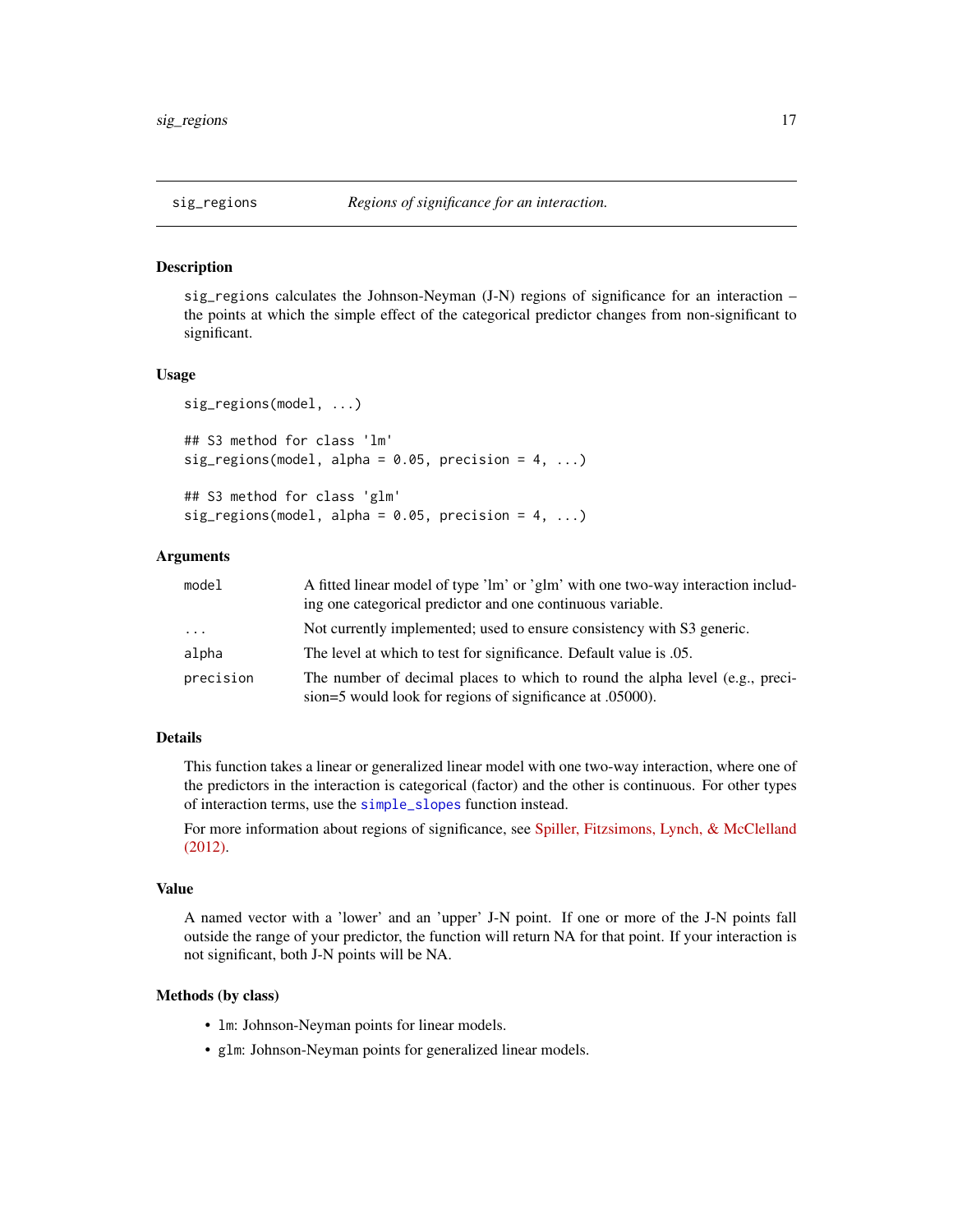## sig_regions — *Regions of significance for an interaction.*

### Description

sig_regions calculates the Johnson-Neyman (J-N) regions of significance for an interaction – the points at which the simple effect of the categorical predictor changes from non-significant to significant.

### Usage

```
sig_regions(model, ...)

## S3 method for class 'lm'
sig_regions(model, alpha = 0.05, precision = 4, ...)

## S3 method for class 'glm'
sig_regions(model, alpha = 0.05, precision = 4, ...)
```

### Arguments

| | |
|---|---|
| `model` | A fitted linear model of type 'lm' or 'glm' with one two-way interaction including one categorical predictor and one continuous variable. |
| `...` | Not currently implemented; used to ensure consistency with S3 generic. |
| `alpha` | The level at which to test for significance. Default value is .05. |
| `precision` | The number of decimal places to which to round the alpha level (e.g., precision=5 would look for regions of significance at .05000). |

### Details

This function takes a linear or generalized linear model with one two-way interaction, where one of the predictors in the interaction is categorical (factor) and the other is continuous. For other types of interaction terms, use the `simple_slopes` function instead.

For more information about regions of significance, see Spiller, Fitzsimons, Lynch, & McClelland (2012).

### Value

A named vector with a 'lower' and an 'upper' J-N point. If one or more of the J-N points fall outside the range of your predictor, the function will return NA for that point. If your interaction is not significant, both J-N points will be NA.

### Methods (by class)

- `lm`: Johnson-Neyman points for linear models.
- `glm`: Johnson-Neyman points for generalized linear models.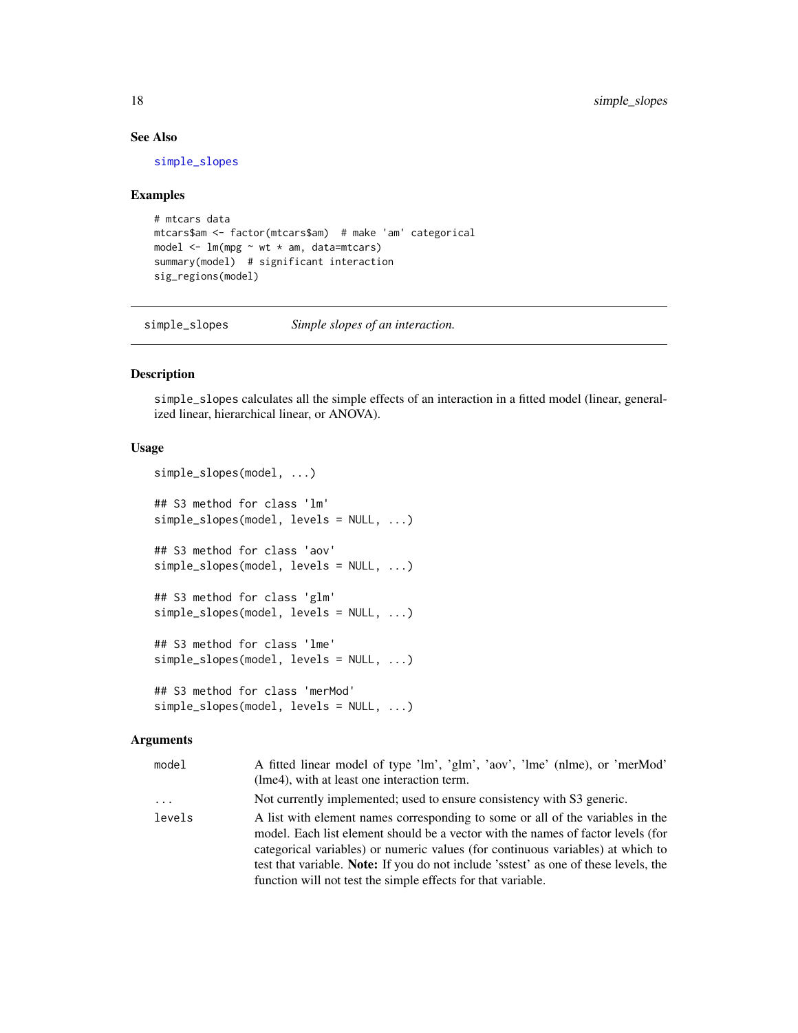### See Also

simple_slopes

### Examples

```
# mtcars data
mtcars$am <- factor(mtcars$am)  # make 'am' categorical
model <- lm(mpg ~ wt * am, data=mtcars)
summary(model)  # significant interaction
sig_regions(model)
```

---

## simple_slopes    *Simple slopes of an interaction.*

### Description

simple_slopes calculates all the simple effects of an interaction in a fitted model (linear, generalized linear, hierarchical linear, or ANOVA).

### Usage

```
simple_slopes(model, ...)

## S3 method for class 'lm'
simple_slopes(model, levels = NULL, ...)

## S3 method for class 'aov'
simple_slopes(model, levels = NULL, ...)

## S3 method for class 'glm'
simple_slopes(model, levels = NULL, ...)

## S3 method for class 'lme'
simple_slopes(model, levels = NULL, ...)

## S3 method for class 'merMod'
simple_slopes(model, levels = NULL, ...)
```

### Arguments

| | |
|---|---|
| model | A fitted linear model of type 'lm', 'glm', 'aov', 'lme' (nlme), or 'merMod' (lme4), with at least one interaction term. |
| ... | Not currently implemented; used to ensure consistency with S3 generic. |
| levels | A list with element names corresponding to some or all of the variables in the model. Each list element should be a vector with the names of factor levels (for categorical variables) or numeric values (for continuous variables) at which to test that variable. **Note:** If you do not include 'sstest' as one of these levels, the function will not test the simple effects for that variable. |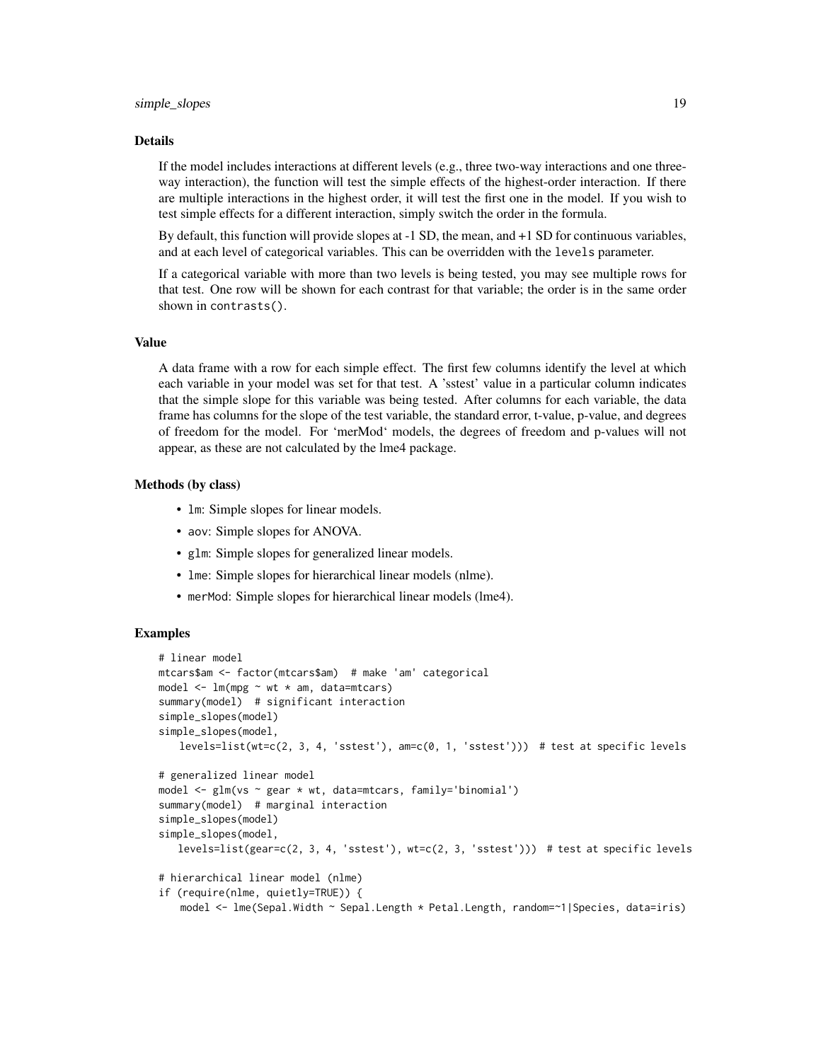### Details

If the model includes interactions at different levels (e.g., three two-way interactions and one three-way interaction), the function will test the simple effects of the highest-order interaction. If there are multiple interactions in the highest order, it will test the first one in the model. If you wish to test simple effects for a different interaction, simply switch the order in the formula.

By default, this function will provide slopes at -1 SD, the mean, and +1 SD for continuous variables, and at each level of categorical variables. This can be overridden with the `levels` parameter.

If a categorical variable with more than two levels is being tested, you may see multiple rows for that test. One row will be shown for each contrast for that variable; the order is in the same order shown in `contrasts()`.

### Value

A data frame with a row for each simple effect. The first few columns identify the level at which each variable in your model was set for that test. A 'sstest' value in a particular column indicates that the simple slope for this variable was being tested. After columns for each variable, the data frame has columns for the slope of the test variable, the standard error, t-value, p-value, and degrees of freedom for the model. For 'merMod' models, the degrees of freedom and p-values will not appear, as these are not calculated by the lme4 package.

### Methods (by class)

- `lm`: Simple slopes for linear models.
- `aov`: Simple slopes for ANOVA.
- `glm`: Simple slopes for generalized linear models.
- `lme`: Simple slopes for hierarchical linear models (nlme).
- `merMod`: Simple slopes for hierarchical linear models (lme4).

### Examples

```
# linear model
mtcars$am <- factor(mtcars$am)  # make 'am' categorical
model <- lm(mpg ~ wt * am, data=mtcars)
summary(model)  # significant interaction
simple_slopes(model)
simple_slopes(model,
   levels=list(wt=c(2, 3, 4, 'sstest'), am=c(0, 1, 'sstest')))  # test at specific levels

# generalized linear model
model <- glm(vs ~ gear * wt, data=mtcars, family='binomial')
summary(model)  # marginal interaction
simple_slopes(model)
simple_slopes(model,
   levels=list(gear=c(2, 3, 4, 'sstest'), wt=c(2, 3, 'sstest')))  # test at specific levels

# hierarchical linear model (nlme)
if (require(nlme, quietly=TRUE)) {
   model <- lme(Sepal.Width ~ Sepal.Length * Petal.Length, random=~1|Species, data=iris)
```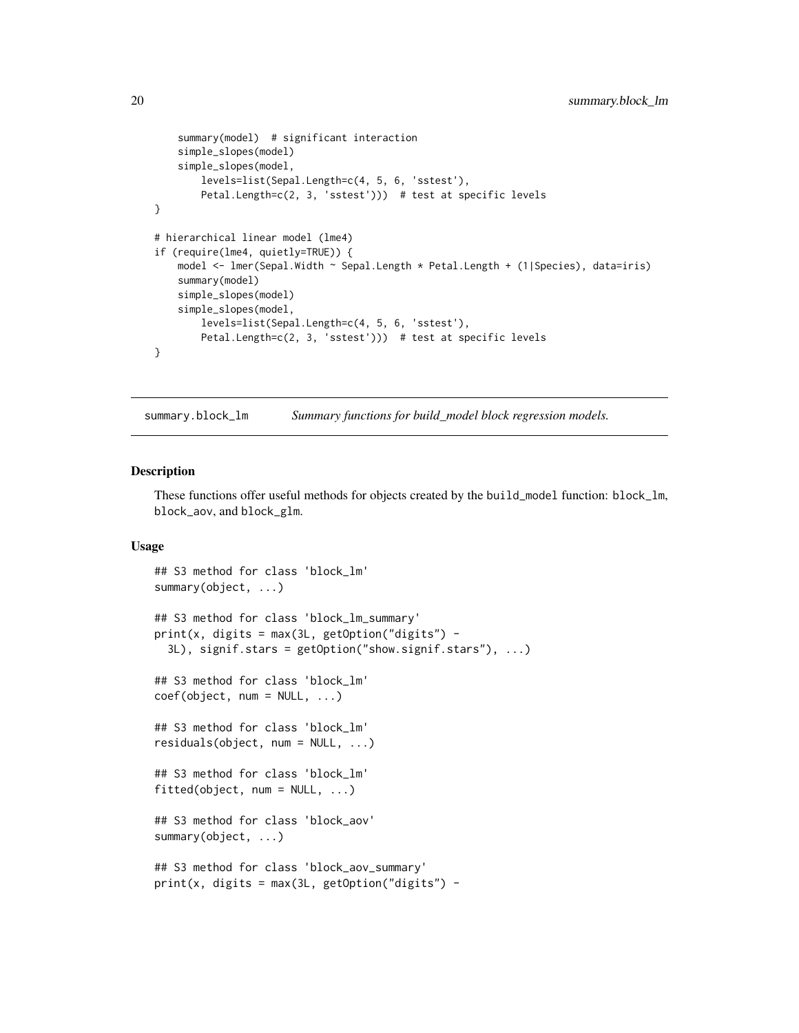```
    summary(model)  # significant interaction
    simple_slopes(model)
    simple_slopes(model,
        levels=list(Sepal.Length=c(4, 5, 6, 'sstest'),
        Petal.Length=c(2, 3, 'sstest')))  # test at specific levels
}

# hierarchical linear model (lme4)
if (require(lme4, quietly=TRUE)) {
    model <- lmer(Sepal.Width ~ Sepal.Length * Petal.Length + (1|Species), data=iris)
    summary(model)
    simple_slopes(model)
    simple_slopes(model,
        levels=list(Sepal.Length=c(4, 5, 6, 'sstest'),
        Petal.Length=c(2, 3, 'sstest')))  # test at specific levels
}
```

---

## summary.block_lm — *Summary functions for build_model block regression models.*

---

### Description

These functions offer useful methods for objects created by the `build_model` function: `block_lm`, `block_aov`, and `block_glm`.

### Usage

```
## S3 method for class 'block_lm'
summary(object, ...)

## S3 method for class 'block_lm_summary'
print(x, digits = max(3L, getOption("digits") -
  3L), signif.stars = getOption("show.signif.stars"), ...)

## S3 method for class 'block_lm'
coef(object, num = NULL, ...)

## S3 method for class 'block_lm'
residuals(object, num = NULL, ...)

## S3 method for class 'block_lm'
fitted(object, num = NULL, ...)

## S3 method for class 'block_aov'
summary(object, ...)

## S3 method for class 'block_aov_summary'
print(x, digits = max(3L, getOption("digits") -
```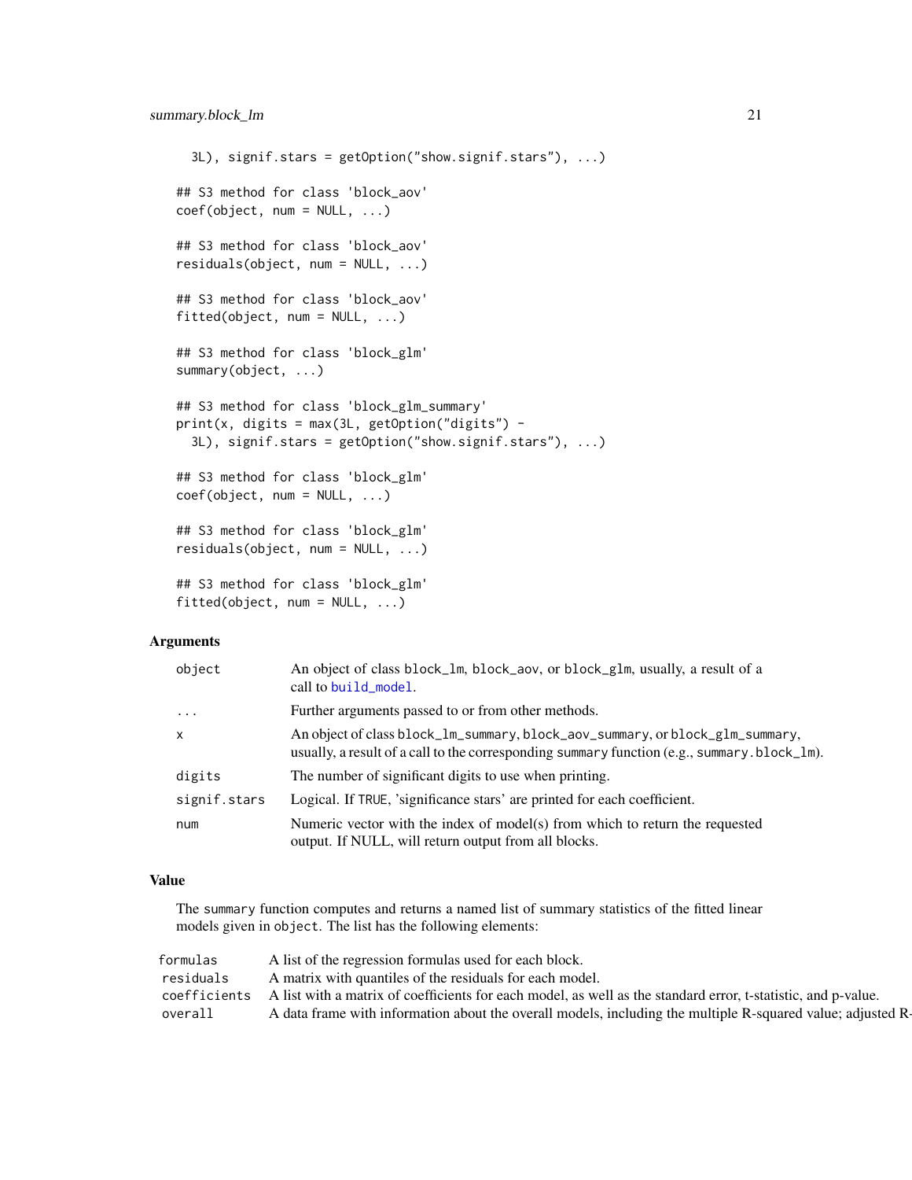```
  3L), signif.stars = getOption("show.signif.stars"), ...)

## S3 method for class 'block_aov'
coef(object, num = NULL, ...)

## S3 method for class 'block_aov'
residuals(object, num = NULL, ...)

## S3 method for class 'block_aov'
fitted(object, num = NULL, ...)

## S3 method for class 'block_glm'
summary(object, ...)

## S3 method for class 'block_glm_summary'
print(x, digits = max(3L, getOption("digits") -
  3L), signif.stars = getOption("show.signif.stars"), ...)

## S3 method for class 'block_glm'
coef(object, num = NULL, ...)

## S3 method for class 'block_glm'
residuals(object, num = NULL, ...)

## S3 method for class 'block_glm'
fitted(object, num = NULL, ...)
```

## Arguments

| | |
|---|---|
| `object` | An object of class `block_lm`, `block_aov`, or `block_glm`, usually, a result of a call to `build_model`. |
| `...` | Further arguments passed to or from other methods. |
| `x` | An object of class `block_lm_summary`, `block_aov_summary`, or `block_glm_summary`, usually, a result of a call to the corresponding `summary` function (e.g., `summary.block_lm`). |
| `digits` | The number of significant digits to use when printing. |
| `signif.stars` | Logical. If `TRUE`, 'significance stars' are printed for each coefficient. |
| `num` | Numeric vector with the index of model(s) from which to return the requested output. If NULL, will return output from all blocks. |

## Value

The `summary` function computes and returns a named list of summary statistics of the fitted linear models given in `object`. The list has the following elements:

| | |
|---|---|
| `formulas` | A list of the regression formulas used for each block. |
| `residuals` | A matrix with quantiles of the residuals for each model. |
| `coefficients` | A list with a matrix of coefficients for each model, as well as the standard error, t-statistic, and p-value. |
| `overall` | A data frame with information about the overall models, including the multiple R-squared value; adjusted R- |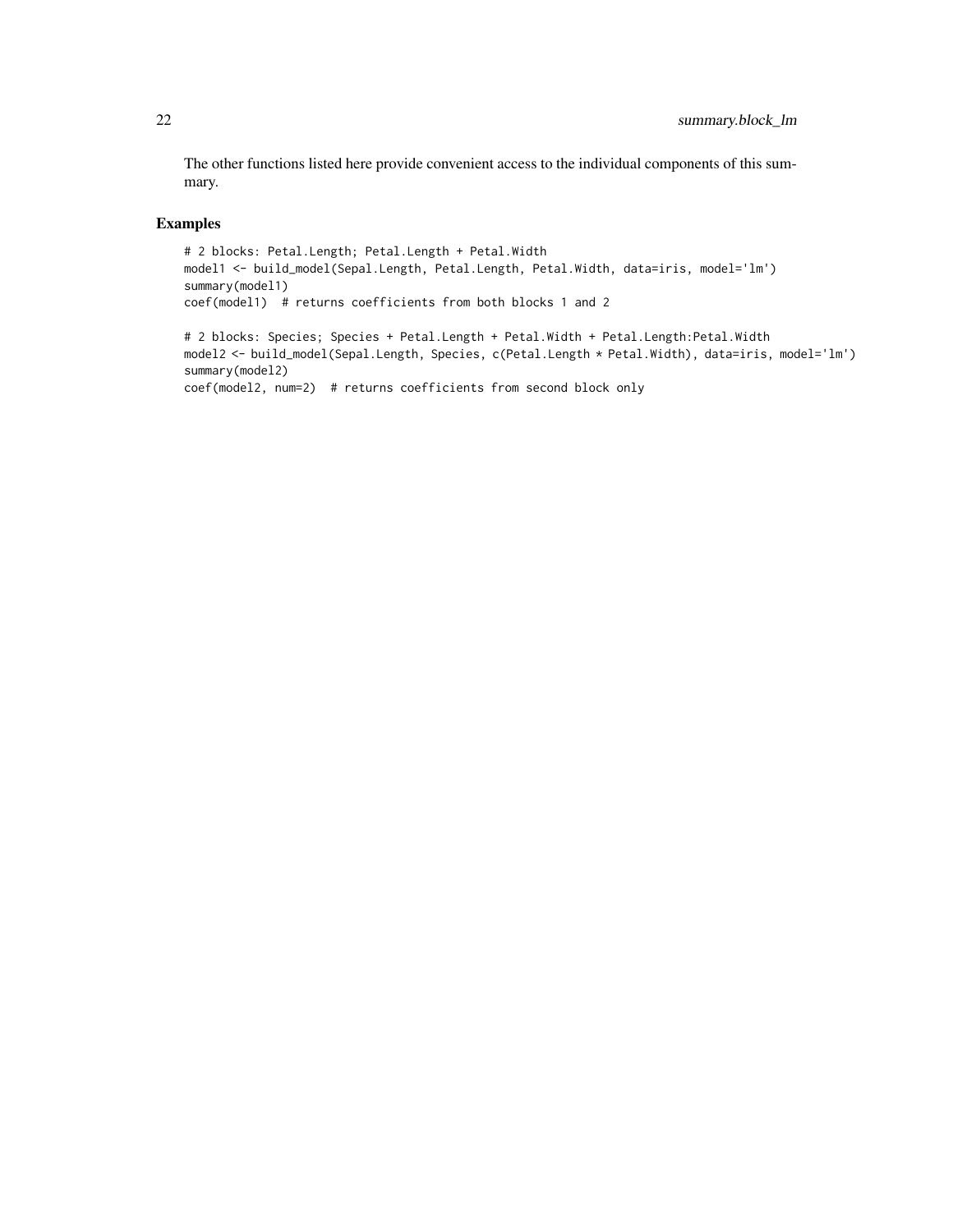The other functions listed here provide convenient access to the individual components of this summary.

## Examples

```
# 2 blocks: Petal.Length; Petal.Length + Petal.Width
model1 <- build_model(Sepal.Length, Petal.Length, Petal.Width, data=iris, model='lm')
summary(model1)
coef(model1)  # returns coefficients from both blocks 1 and 2

# 2 blocks: Species; Species + Petal.Length + Petal.Width + Petal.Length:Petal.Width
model2 <- build_model(Sepal.Length, Species, c(Petal.Length * Petal.Width), data=iris, model='lm')
summary(model2)
coef(model2, num=2)  # returns coefficients from second block only
```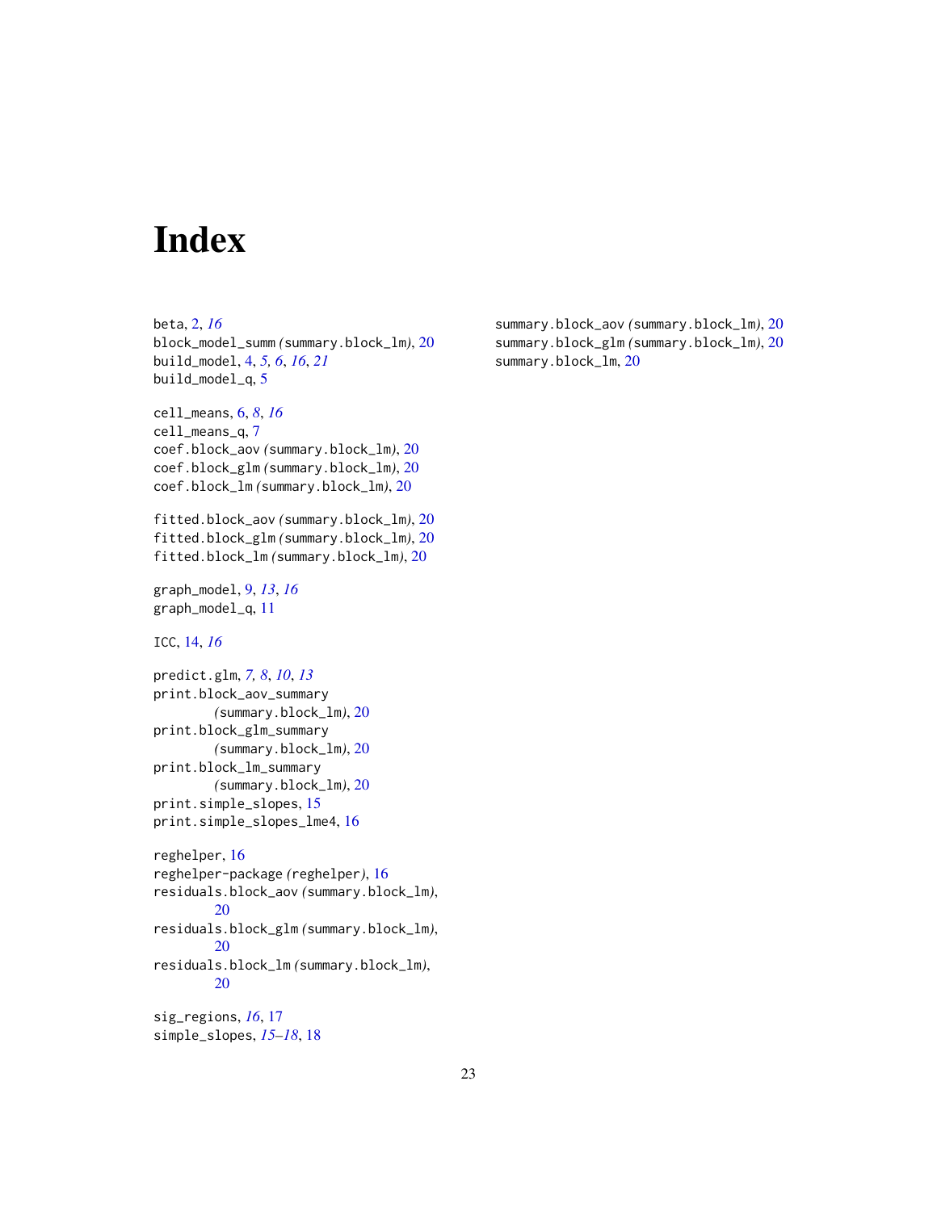# Index

beta, 2, *16*
block_model_summ *(*summary.block_lm*)*, 20
build_model, 4, *5, 6*, *16*, *21*
build_model_q, 5

cell_means, 6, *8*, *16*
cell_means_q, 7
coef.block_aov *(*summary.block_lm*)*, 20
coef.block_glm *(*summary.block_lm*)*, 20
coef.block_lm *(*summary.block_lm*)*, 20

fitted.block_aov *(*summary.block_lm*)*, 20
fitted.block_glm *(*summary.block_lm*)*, 20
fitted.block_lm *(*summary.block_lm*)*, 20

graph_model, 9, *13*, *16*
graph_model_q, 11

ICC, 14, *16*

predict.glm, *7, 8*, *10*, *13*
print.block_aov_summary *(*summary.block_lm*)*, 20
print.block_glm_summary *(*summary.block_lm*)*, 20
print.block_lm_summary *(*summary.block_lm*)*, 20
print.simple_slopes, 15
print.simple_slopes_lme4, 16

reghelper, 16
reghelper-package *(*reghelper*)*, 16
residuals.block_aov *(*summary.block_lm*)*, 20
residuals.block_glm *(*summary.block_lm*)*, 20
residuals.block_lm *(*summary.block_lm*)*, 20

sig_regions, *16*, 17
simple_slopes, *15–18*, 18
summary.block_aov *(*summary.block_lm*)*, 20
summary.block_glm *(*summary.block_lm*)*, 20
summary.block_lm, 20